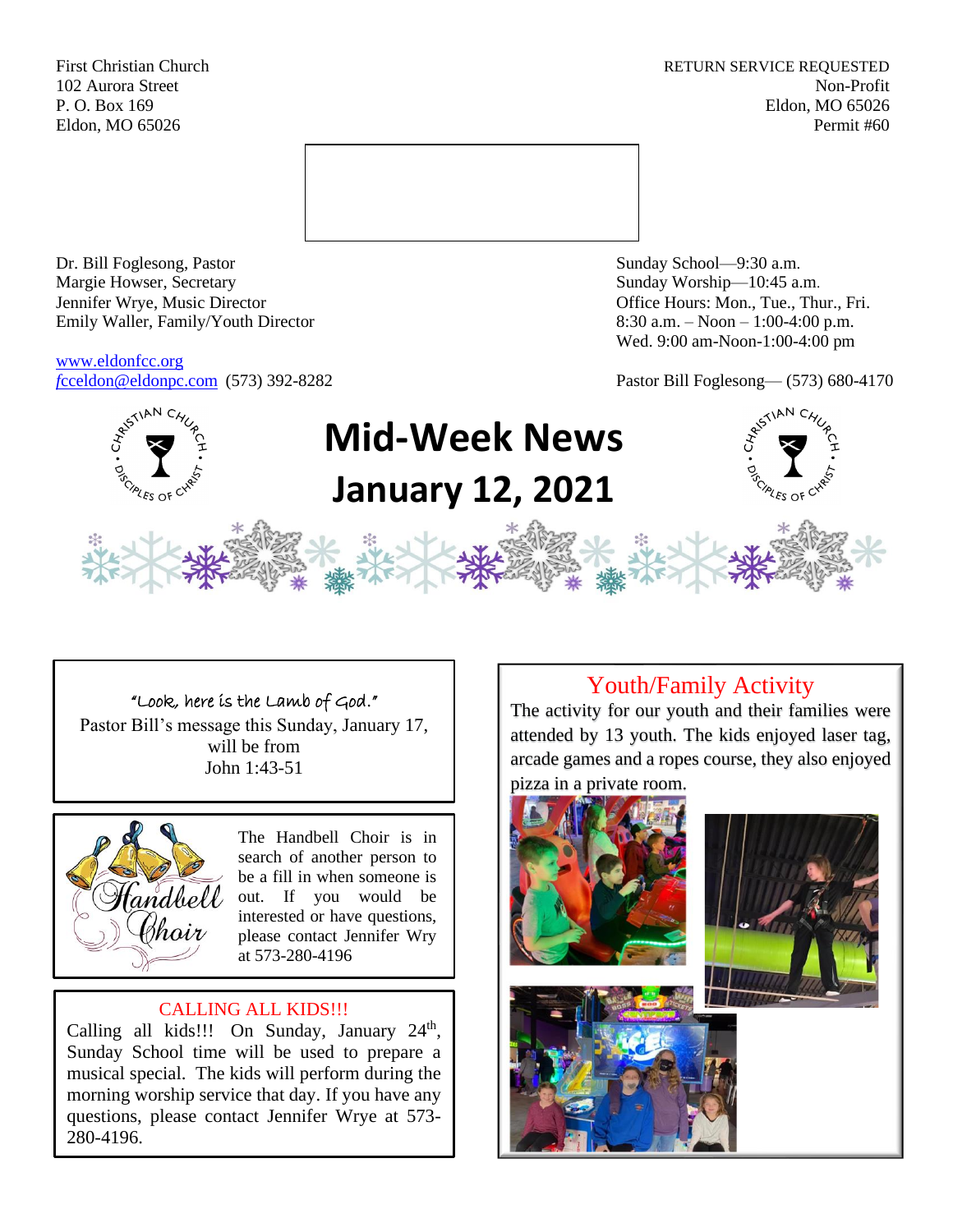First Christian Church
102 Aurora Street
P. O. Box 169
Eldon, MO 65026

RETURN SERVICE REQUESTED
Non-Profit
Eldon, MO 65026
Permit #60

Dr. Bill Foglesong, Pastor
Margie Howser, Secretary
Jennifer Wrye, Music Director
Emily Waller, Family/Youth Director

www.eldonfcc.org
fcceldon@eldonpc.com (573) 392-8282

Sunday School—9:30 a.m.
Sunday Worship—10:45 a.m.
Office Hours: Mon., Tue., Thur., Fri.
8:30 a.m. – Noon – 1:00-4:00 p.m.
Wed. 9:00 am-Noon-1:00-4:00 pm

Pastor Bill Foglesong— (573) 680-4170

# Mid-Week News
# January 12, 2021

"Look, here is the Lamb of God."
Pastor Bill's message this Sunday, January 17, will be from
John 1:43-51

The Handbell Choir is in search of another person to be a fill in when someone is out. If you would be interested or have questions, please contact Jennifer Wry at 573-280-4196

## CALLING ALL KIDS!!!

Calling all kids!!! On Sunday, January 24th, Sunday School time will be used to prepare a musical special. The kids will perform during the morning worship service that day. If you have any questions, please contact Jennifer Wrye at 573-280-4196.

## Youth/Family Activity

The activity for our youth and their families were attended by 13 youth. The kids enjoyed laser tag, arcade games and a ropes course, they also enjoyed pizza in a private room.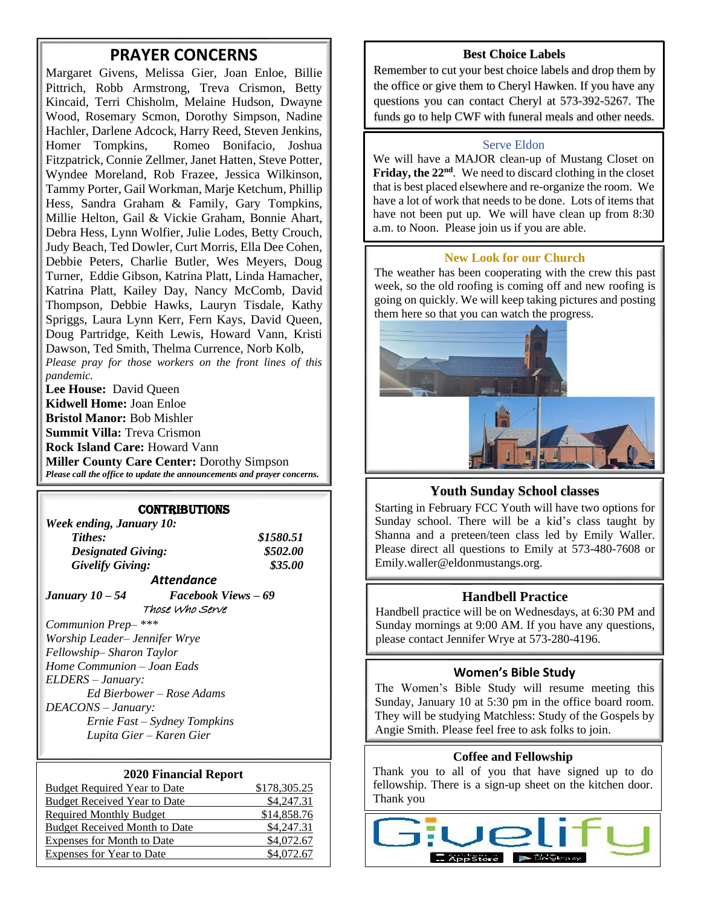## PRAYER CONCERNS

Margaret Givens, Melissa Gier, Joan Enloe, Billie Pittrich, Robb Armstrong, Treva Crismon, Betty Kincaid, Terri Chisholm, Melaine Hudson, Dwayne Wood, Rosemary Scmon, Dorothy Simpson, Nadine Hachler, Darlene Adcock, Harry Reed, Steven Jenkins, Homer Tompkins, Romeo Bonifacio, Joshua Fitzpatrick, Connie Zellmer, Janet Hatten, Steve Potter, Wyndee Moreland, Rob Frazee, Jessica Wilkinson, Tammy Porter, Gail Workman, Marje Ketchum, Phillip Hess, Sandra Graham & Family, Gary Tompkins, Millie Helton, Gail & Vickie Graham, Bonnie Ahart, Debra Hess, Lynn Wolfier, Julie Lodes, Betty Crouch, Judy Beach, Ted Dowler, Curt Morris, Ella Dee Cohen, Debbie Peters, Charlie Butler, Wes Meyers, Doug Turner, Eddie Gibson, Katrina Platt, Linda Hamacher, Katrina Platt, Kailey Day, Nancy McComb, David Thompson, Debbie Hawks, Lauryn Tisdale, Kathy Spriggs, Laura Lynn Kerr, Fern Kays, David Queen, Doug Partridge, Keith Lewis, Howard Vann, Kristi Dawson, Ted Smith, Thelma Currence, Norb Kolb,

*Please pray for those workers on the front lines of this pandemic.*

**Lee House:** David Queen
**Kidwell Home:** Joan Enloe
**Bristol Manor:** Bob Mishler
**Summit Villa:** Treva Crismon
**Rock Island Care:** Howard Vann
**Miller County Care Center:** Dorothy Simpson

***Please call the office to update the announcements and prayer concerns.***

## CONTRIBUTIONS

*Week ending, January 10:*

| | |
|---|---|
| ***Tithes:*** | ***$1580.51*** |
| ***Designated Giving:*** | ***$502.00*** |
| ***Givelify Giving:*** | ***$35.00*** |

### *Attendance*

*January 10 – 54* *Facebook Views – 69*

*Those Who Serve*

*Communion Prep– \*\*\**
*Worship Leader– Jennifer Wrye*
*Fellowship– Sharon Taylor*
*Home Communion – Joan Eads*
*ELDERS – January:*
*Ed Bierbower – Rose Adams*
*DEACONS – January:*
*Ernie Fast – Sydney Tompkins*
*Lupita Gier – Karen Gier*

## 2020 Financial Report

| | |
|---|---|
| Budget Required Year to Date | $178,305.25 |
| Budget Received Year to Date | $4,247.31 |
| Required Monthly Budget | $14,858.76 |
| Budget Received Month to Date | $4,247.31 |
| Expenses for Month to Date | $4,072.67 |
| Expenses for Year to Date | $4,072.67 |

## Best Choice Labels

Remember to cut your best choice labels and drop them by the office or give them to Cheryl Hawken. If you have any questions you can contact Cheryl at 573-392-5267. The funds go to help CWF with funeral meals and other needs.

## Serve Eldon

We will have a MAJOR clean-up of Mustang Closet on **Friday, the 22nd**. We need to discard clothing in the closet that is best placed elsewhere and re-organize the room. We have a lot of work that needs to be done. Lots of items that have not been put up. We will have clean up from 8:30 a.m. to Noon. Please join us if you are able.

## New Look for our Church

The weather has been cooperating with the crew this past week, so the old roofing is coming off and new roofing is going on quickly. We will keep taking pictures and posting them here so that you can watch the progress.

## Youth Sunday School classes

Starting in February FCC Youth will have two options for Sunday school. There will be a kid's class taught by Shanna and a preteen/teen class led by Emily Waller. Please direct all questions to Emily at 573-480-7608 or Emily.waller@eldonmustangs.org.

## Handbell Practice

Handbell practice will be on Wednesdays, at 6:30 PM and Sunday mornings at 9:00 AM. If you have any questions, please contact Jennifer Wrye at 573-280-4196.

## Women's Bible Study

The Women's Bible Study will resume meeting this Sunday, January 10 at 5:30 pm in the office board room. They will be studying Matchless: Study of the Gospels by Angie Smith. Please feel free to ask folks to join.

## Coffee and Fellowship

Thank you to all of you that have signed up to do fellowship. There is a sign-up sheet on the kitchen door. Thank you

Givelify